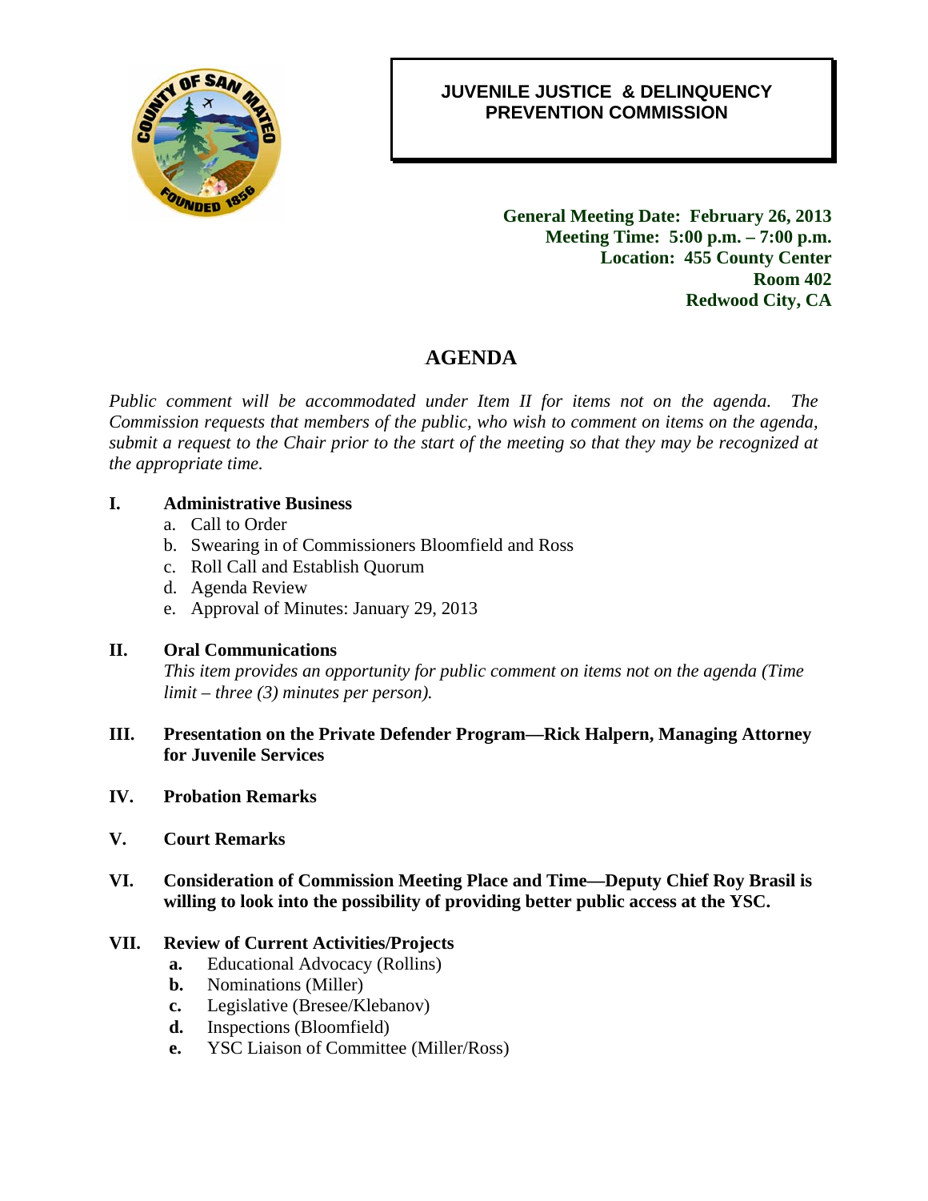# JUVENILE JUSTICE & DELINQUENCY PREVENTION COMMISSION

**General Meeting Date: February 26, 2013**
**Meeting Time: 5:00 p.m. – 7:00 p.m.**
**Location: 455 County Center**
**Room 402**
**Redwood City, CA**

## AGENDA

*Public comment will be accommodated under Item II for items not on the agenda. The Commission requests that members of the public, who wish to comment on items on the agenda, submit a request to the Chair prior to the start of the meeting so that they may be recognized at the appropriate time.*

**I. Administrative Business**

a. Call to Order
b. Swearing in of Commissioners Bloomfield and Ross
c. Roll Call and Establish Quorum
d. Agenda Review
e. Approval of Minutes: January 29, 2013

**II. Oral Communications**

*This item provides an opportunity for public comment on items not on the agenda (Time limit – three (3) minutes per person).*

**III. Presentation on the Private Defender Program—Rick Halpern, Managing Attorney for Juvenile Services**

**IV. Probation Remarks**

**V. Court Remarks**

**VI. Consideration of Commission Meeting Place and Time—Deputy Chief Roy Brasil is willing to look into the possibility of providing better public access at the YSC.**

**VII. Review of Current Activities/Projects**

**a.** Educational Advocacy (Rollins)
**b.** Nominations (Miller)
**c.** Legislative (Bresee/Klebanov)
**d.** Inspections (Bloomfield)
**e.** YSC Liaison of Committee (Miller/Ross)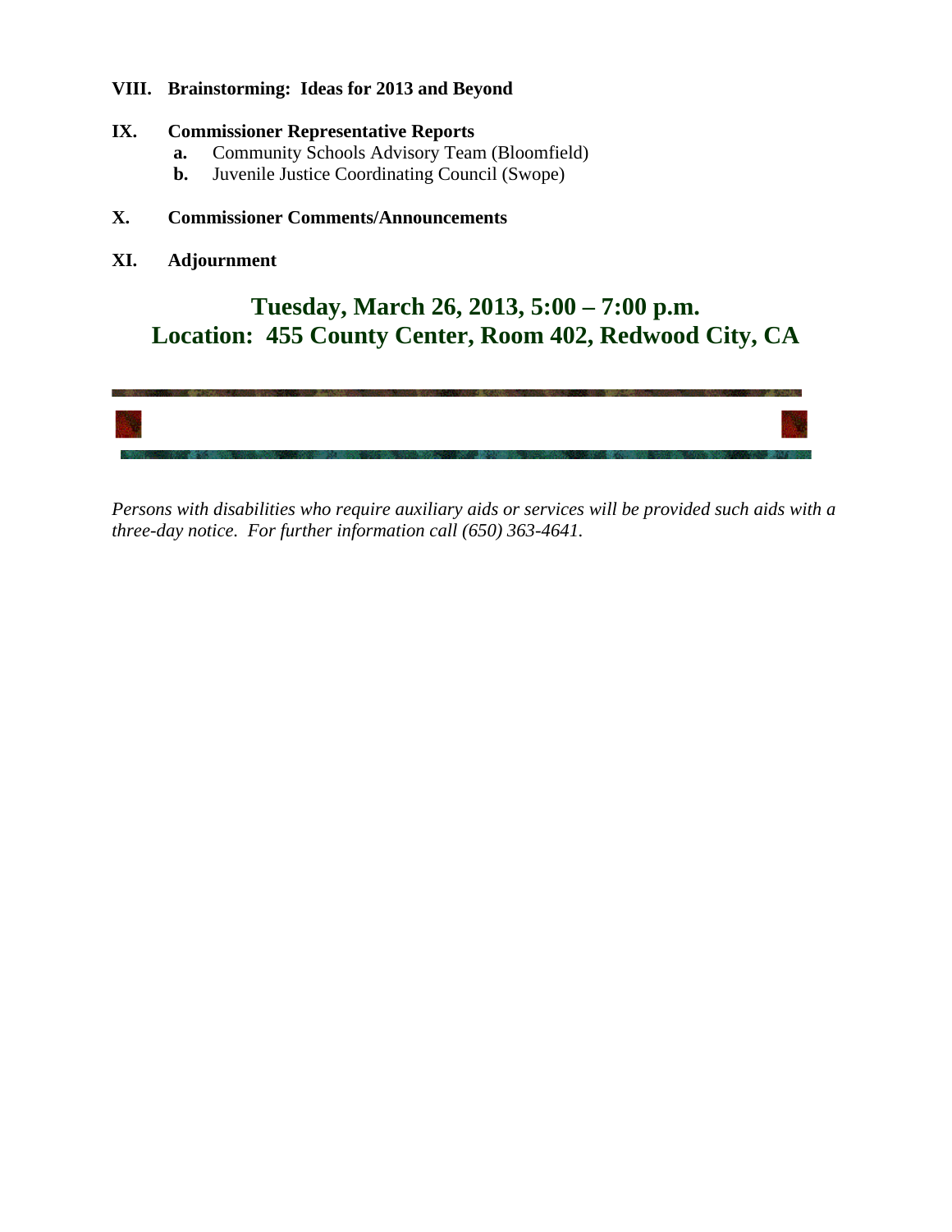**VIII. Brainstorming: Ideas for 2013 and Beyond**

**IX. Commissioner Representative Reports**

- **a.** Community Schools Advisory Team (Bloomfield)
- **b.** Juvenile Justice Coordinating Council (Swope)

**X. Commissioner Comments/Announcements**

**XI. Adjournment**

## Tuesday, March 26, 2013, 5:00 – 7:00 p.m.
## Location: 455 County Center, Room 402, Redwood City, CA

*Persons with disabilities who require auxiliary aids or services will be provided such aids with a three-day notice. For further information call (650) 363-4641.*